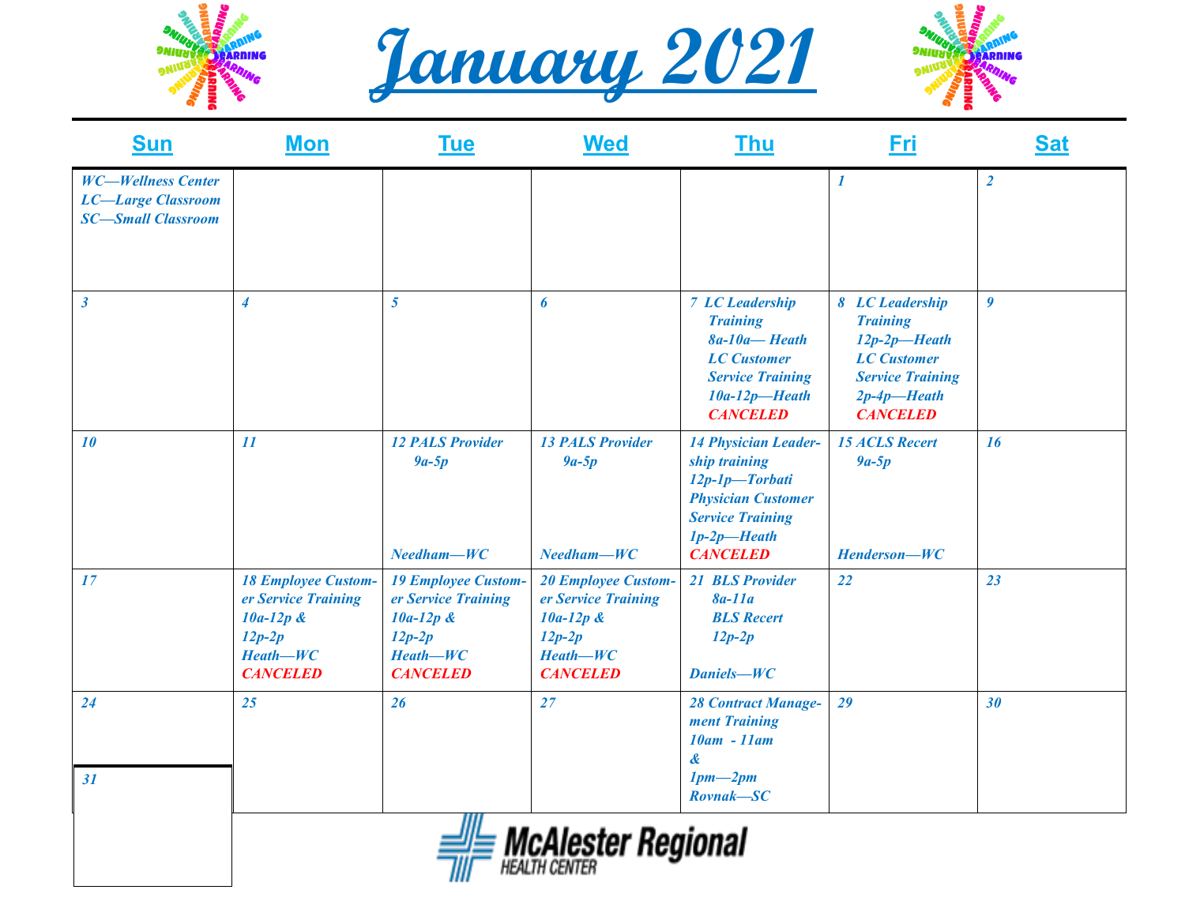# January 2021

| Sun | Mon | Tue | Wed | Thu | Fri | Sat |
|---|---|---|---|---|---|---|
| *WC—Wellness Center*<br>*LC—Large Classroom*<br>*SC—Small Classroom* | | | | | *1* | *2* |
| *3* | *4* | *5* | *6* | *7 LC Leadership Training 8a-10a— Heath*<br>*LC Customer Service Training 10a-12p—Heath*<br>**CANCELED** | *8 LC Leadership Training 12p-2p—Heath*<br>*LC Customer Service Training 2p-4p—Heath*<br>**CANCELED** | *9* |
| *10* | *11* | *12 PALS Provider 9a-5p*<br>*Needham—WC* | *13 PALS Provider 9a-5p*<br>*Needham—WC* | *14 Physician Leadership training 12p-1p—Torbati*<br>*Physician Customer Service Training 1p-2p—Heath*<br>**CANCELED** | *15 ACLS Recert 9a-5p*<br>*Henderson—WC* | *16* |
| *17* | *18 Employee Customer Service Training 10a-12p & 12p-2p*<br>*Heath—WC*<br>**CANCELED** | *19 Employee Customer Service Training 10a-12p & 12p-2p*<br>*Heath—WC*<br>**CANCELED** | *20 Employee Customer Service Training 10a-12p & 12p-2p*<br>*Heath—WC*<br>**CANCELED** | *21 BLS Provider 8a-11a*<br>*BLS Recert 12p-2p*<br>*Daniels—WC* | *22* | *23* |
| *24* | *25* | *26* | *27* | *28 Contract Management Training 10am - 11am & 1pm—2pm*<br>*Rovnak—SC* | *29* | *30* |
| *31* | | | | | | |

McAlester Regional HEALTH CENTER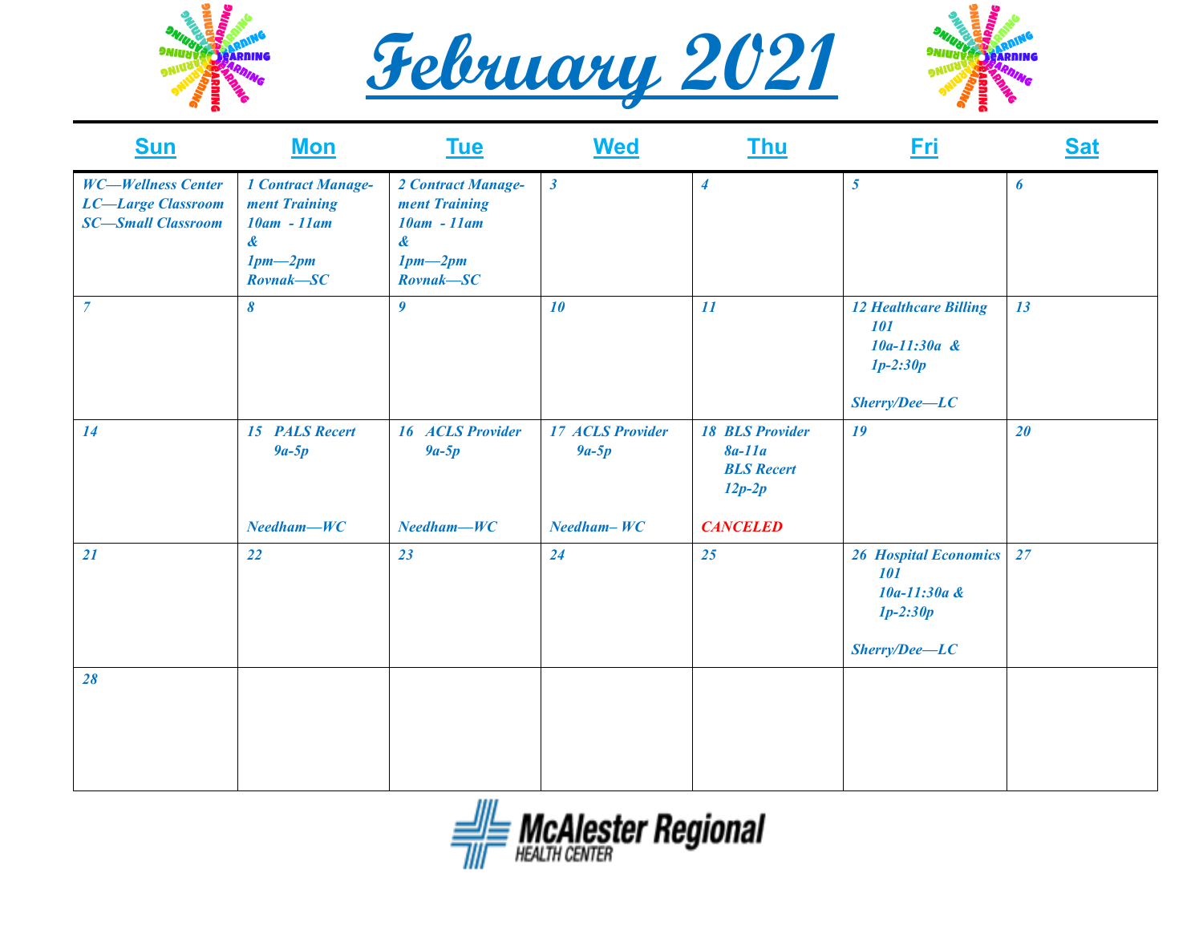# February 2021

| Sun | Mon | Tue | Wed | Thu | Fri | Sat |
|---|---|---|---|---|---|---|
| WC—Wellness Center<br>LC—Large Classroom<br>SC—Small Classroom | 1 Contract Management Training<br>10am - 11am<br>&<br>1pm—2pm<br>Rovnak—SC | 2 Contract Management Training<br>10am - 11am<br>&<br>1pm—2pm<br>Rovnak—SC | 3 | 4 | 5 | 6 |
| 7 | 8 | 9 | 10 | 11 | 12 Healthcare Billing 101<br>10a-11:30a & 1p-2:30p<br>Sherry/Dee—LC | 13 |
| 14 | 15 PALS Recert<br>9a-5p<br>Needham—WC | 16 ACLS Provider<br>9a-5p<br>Needham—WC | 17 ACLS Provider<br>9a-5p<br>Needham– WC | 18 BLS Provider<br>8a-11a<br>BLS Recert<br>12p-2p<br>CANCELED | 19 | 20 |
| 21 | 22 | 23 | 24 | 25 | 26 Hospital Economics 101<br>10a-11:30a & 1p-2:30p<br>Sherry/Dee—LC | 27 |
| 28 | | | | | | |

McAlester Regional HEALTH CENTER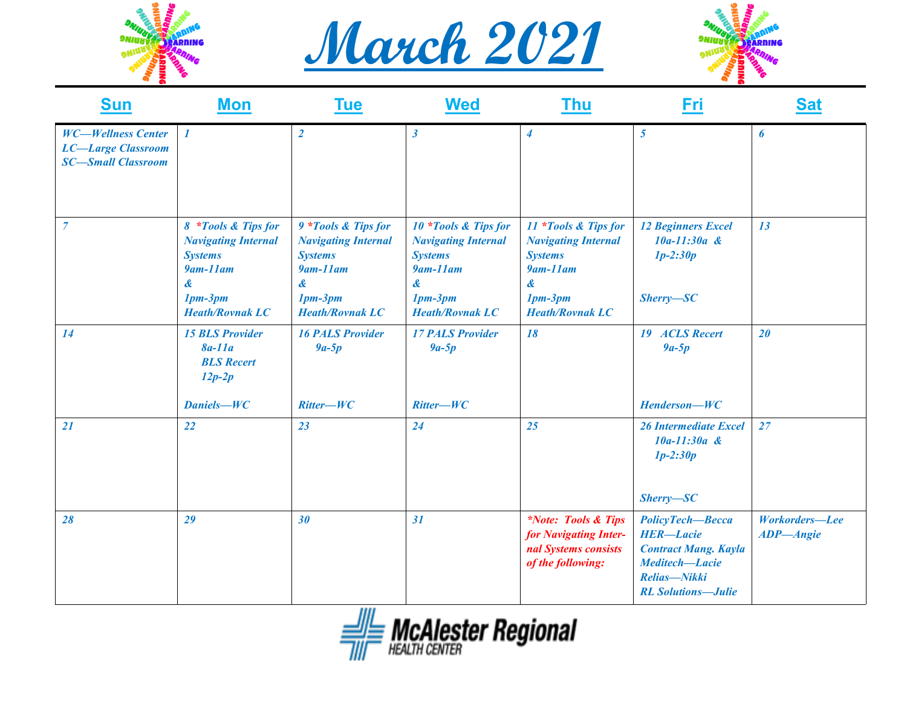# March 2021

| Sun | Mon | Tue | Wed | Thu | Fri | Sat |
|---|---|---|---|---|---|---|
| *WC—Wellness Center*<br>*LC—Large Classroom*<br>*SC—Small Classroom* | *1* | *2* | *3* | *4* | *5* | *6* |
| *7* | *8 \*Tools & Tips for Navigating Internal Systems*<br>*9am-11am*<br>*&*<br>*1pm-3pm*<br>*Heath/Rovnak LC* | *9 \*Tools & Tips for Navigating Internal Systems*<br>*9am-11am*<br>*&*<br>*1pm-3pm*<br>*Heath/Rovnak LC* | *10 \*Tools & Tips for Navigating Internal Systems*<br>*9am-11am*<br>*&*<br>*1pm-3pm*<br>*Heath/Rovnak LC* | *11 \*Tools & Tips for Navigating Internal Systems*<br>*9am-11am*<br>*&*<br>*1pm-3pm*<br>*Heath/Rovnak LC* | *12 Beginners Excel*<br>*10a-11:30a &*<br>*1p-2:30p*<br><br>*Sherry—SC* | *13* |
| *14* | *15 BLS Provider*<br>*8a-11a*<br>*BLS Recert*<br>*12p-2p*<br><br>*Daniels—WC* | *16 PALS Provider*<br>*9a-5p*<br><br>*Ritter—WC* | *17 PALS Provider*<br>*9a-5p*<br><br>*Ritter—WC* | *18* | *19 ACLS Recert*<br>*9a-5p*<br><br>*Henderson—WC* | *20* |
| *21* | *22* | *23* | *24* | *25* | *26 Intermediate Excel*<br>*10a-11:30a &*<br>*1p-2:30p*<br><br>*Sherry—SC* | *27* |
| *28* | *29* | *30* | *31* | *\*Note: Tools & Tips for Navigating Internal Systems consists of the following:* | *PolicyTech—Becca*<br>*HER—Lacie*<br>*Contract Mang. Kayla*<br>*Meditech—Lacie*<br>*Relias—Nikki*<br>*RL Solutions—Julie* | *Workorders—Lee*<br>*ADP—Angie* |

McAlester Regional Health Center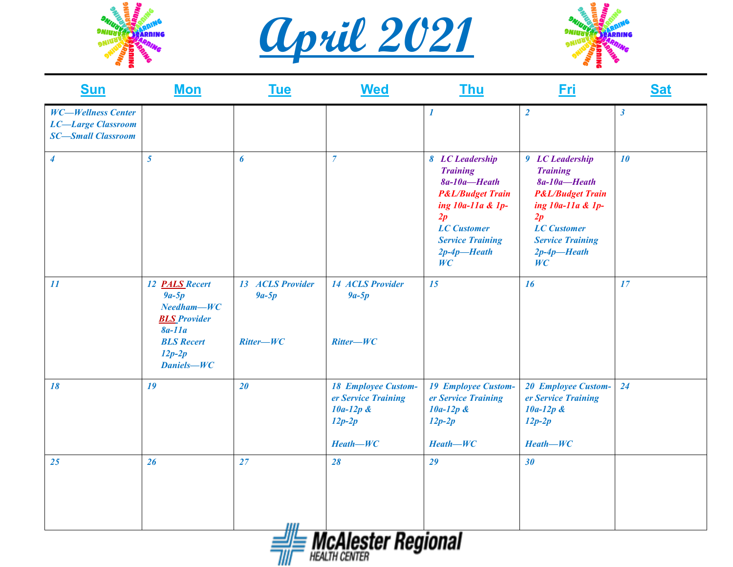# April 2021

| Sun | Mon | Tue | Wed | Thu | Fri | Sat |
|---|---|---|---|---|---|---|
| WC—Wellness Center<br>LC—Large Classroom<br>SC—Small Classroom | | | | 1 | 2 | 3 |
| 4 | 5 | 6 | 7 | 8 LC Leadership Training 8a-10a—Heath<br>P&L/Budget Training 10a-11a & 1p-2p<br>LC Customer Service Training 2p-4p—Heath WC | 9 LC Leadership Training 8a-10a—Heath<br>P&L/Budget Training 10a-11a & 1p-2p<br>LC Customer Service Training 2p-4p—Heath WC | 10 |
| 11 | 12 PALS Recert 9a-5p Needham—WC<br>BLS Provider 8a-11a<br>BLS Recert 12p-2p<br>Daniels—WC | 13 ACLS Provider 9a-5p<br><br>Ritter—WC | 14 ACLS Provider 9a-5p<br><br>Ritter—WC | 15 | 16 | 17 |
| 18 | 19 | 20 | 18 Employee Customer Service Training 10a-12p & 12p-2p<br><br>Heath—WC | 19 Employee Customer Service Training 10a-12p & 12p-2p<br><br>Heath—WC | 20 Employee Customer Service Training 10a-12p & 12p-2p<br><br>Heath—WC | 24 |
| 25 | 26 | 27 | 28 | 29 | 30 | |

**McAlester Regional**
HEALTH CENTER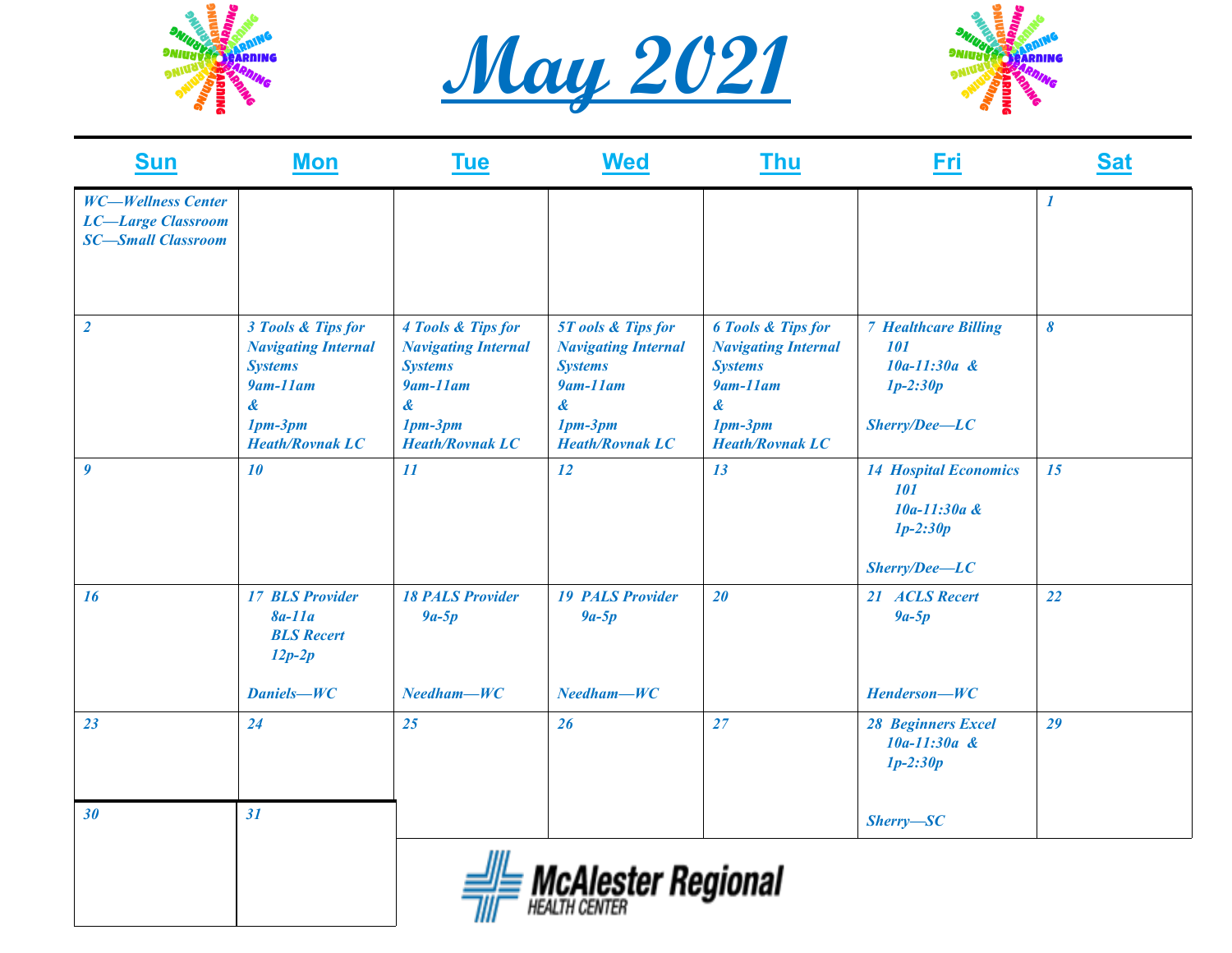# May 2021

| Sun | Mon | Tue | Wed | Thu | Fri | Sat |
|---|---|---|---|---|---|---|
| WC—Wellness Center<br>LC—Large Classroom<br>SC—Small Classroom | | | | | | 1 |
| 2 | 3 Tools & Tips for Navigating Internal Systems<br>9am-11am<br>&<br>1pm-3pm<br>Heath/Rovnak LC | 4 Tools & Tips for Navigating Internal Systems<br>9am-11am<br>&<br>1pm-3pm<br>Heath/Rovnak LC | 5T ools & Tips for Navigating Internal Systems<br>9am-11am<br>&<br>1pm-3pm<br>Heath/Rovnak LC | 6 Tools & Tips for Navigating Internal Systems<br>9am-11am<br>&<br>1pm-3pm<br>Heath/Rovnak LC | 7 Healthcare Billing 101<br>10a-11:30a &<br>1p-2:30p<br>Sherry/Dee—LC | 8 |
| 9 | 10 | 11 | 12 | 13 | 14 Hospital Economics 101<br>10a-11:30a &<br>1p-2:30p<br>Sherry/Dee—LC | 15 |
| 16 | 17 BLS Provider<br>8a-11a<br>BLS Recert<br>12p-2p<br>Daniels—WC | 18 PALS Provider<br>9a-5p<br>Needham—WC | 19 PALS Provider<br>9a-5p<br>Needham—WC | 20 | 21 ACLS Recert<br>9a-5p<br>Henderson—WC | 22 |
| 23 | 24 | 25 | 26 | 27 | 28 Beginners Excel<br>10a-11:30a &<br>1p-2:30p<br>Sherry—SC | 29 |
| 30 | 31 | | | | | |

McAlester Regional HEALTH CENTER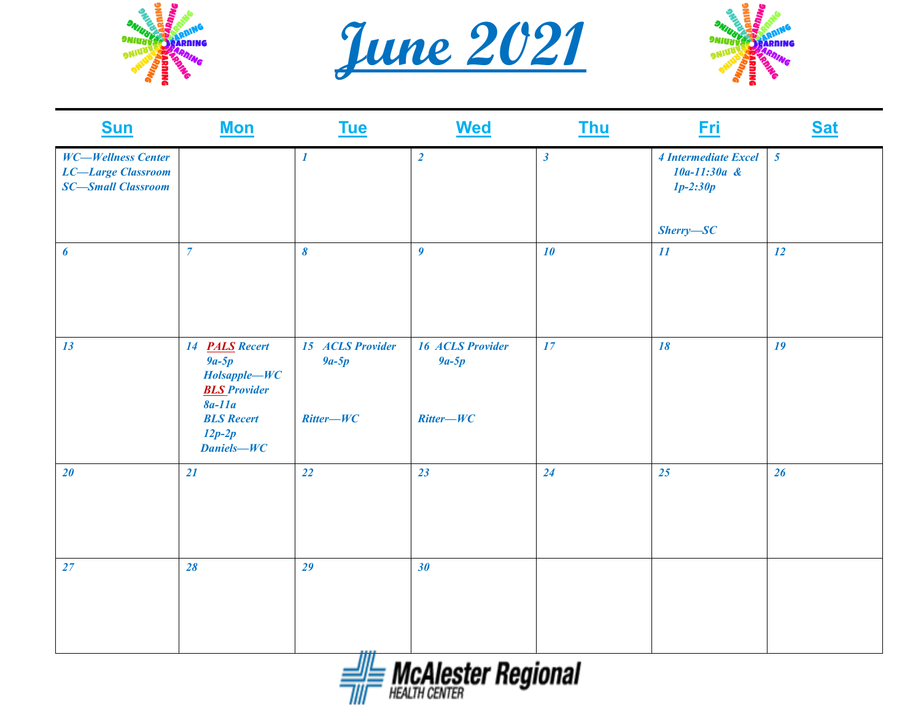# June 2021

| Sun | Mon | Tue | Wed | Thu | Fri | Sat |
|---|---|---|---|---|---|---|
| *WC—Wellness Center*<br>*LC—Large Classroom*<br>*SC—Small Classroom* | | *1* | *2* | *3* | *4 Intermediate Excel 10a-11:30a & 1p-2:30p*<br><br>*Sherry—SC* | *5* |
| *6* | *7* | *8* | *9* | *10* | *11* | *12* |
| *13* | *14 PALS Recert 9a-5p Holsapple—WC*<br>*BLS Provider 8a-11a*<br>*BLS Recert 12p-2p*<br>*Daniels—WC* | *15 ACLS Provider 9a-5p*<br><br>*Ritter—WC* | *16 ACLS Provider 9a-5p*<br><br>*Ritter—WC* | *17* | *18* | *19* |
| *20* | *21* | *22* | *23* | *24* | *25* | *26* |
| *27* | *28* | *29* | *30* | | | |

McAlester Regional HEALTH CENTER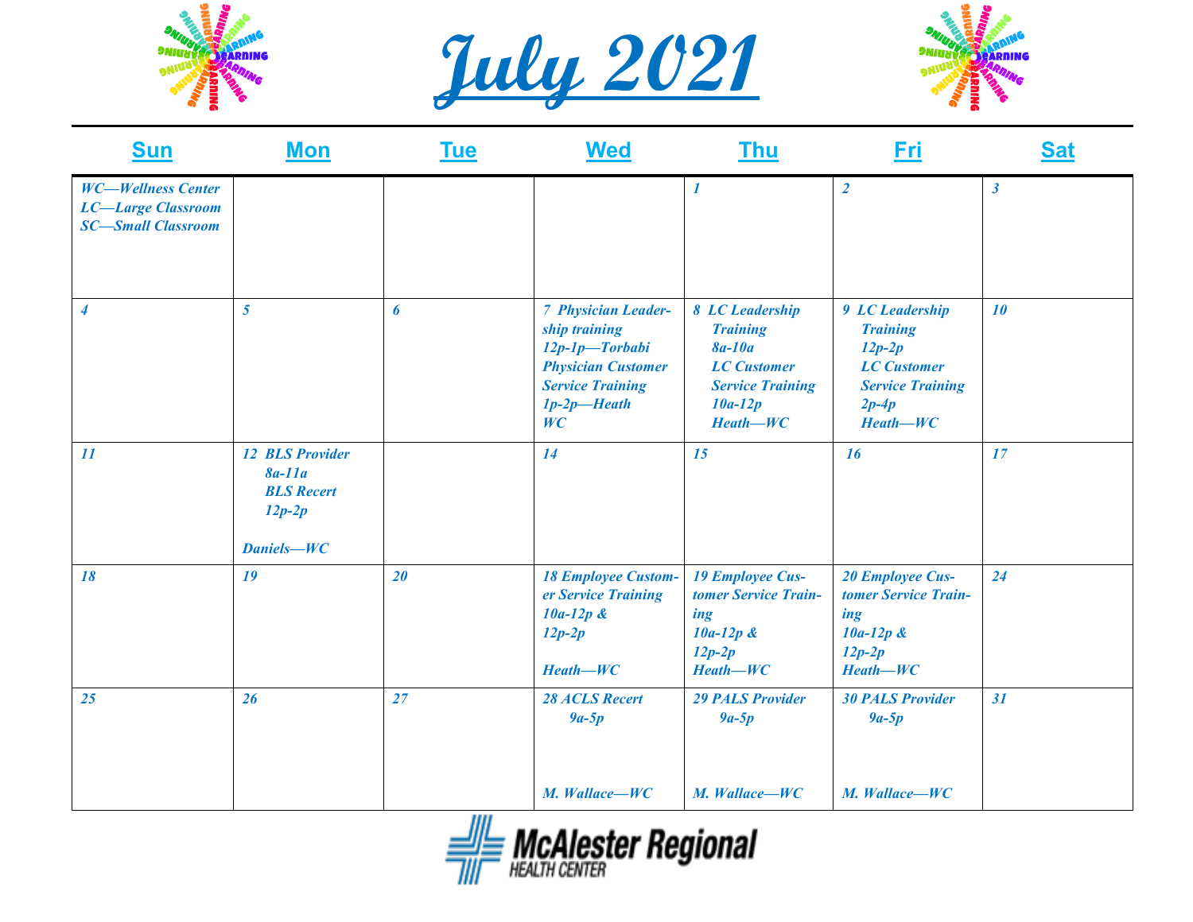# July 2021

| Sun | Mon | Tue | Wed | Thu | Fri | Sat |
|---|---|---|---|---|---|---|
| *WC—Wellness Center*<br>*LC—Large Classroom*<br>*SC—Small Classroom* | | | | *1* | *2* | *3* |
| *4* | *5* | *6* | *7 Physician Leadership training*<br>*12p-1p—Torbabi*<br>*Physician Customer Service Training*<br>*1p-2p—Heath*<br>*WC* | *8 LC Leadership Training*<br>*8a-10a*<br>*LC Customer Service Training*<br>*10a-12p*<br>*Heath—WC* | *9 LC Leadership Training*<br>*12p-2p*<br>*LC Customer Service Training*<br>*2p-4p*<br>*Heath—WC* | *10* |
| *11* | *12 BLS Provider*<br>*8a-11a*<br>*BLS Recert*<br>*12p-2p*<br><br>*Daniels—WC* | | *14* | *15* | *16* | *17* |
| *18* | *19* | *20* | *18 Employee Customer Service Training*<br>*10a-12p &*<br>*12p-2p*<br><br>*Heath—WC* | *19 Employee Customer Service Training*<br>*10a-12p &*<br>*12p-2p*<br>*Heath—WC* | *20 Employee Customer Service Training*<br>*10a-12p &*<br>*12p-2p*<br>*Heath—WC* | *24* |
| *25* | *26* | *27* | *28 ACLS Recert*<br>*9a-5p*<br><br>*M. Wallace—WC* | *29 PALS Provider*<br>*9a-5p*<br><br>*M. Wallace—WC* | *30 PALS Provider*<br>*9a-5p*<br><br>*M. Wallace—WC* | *31* |

McAlester Regional HEALTH CENTER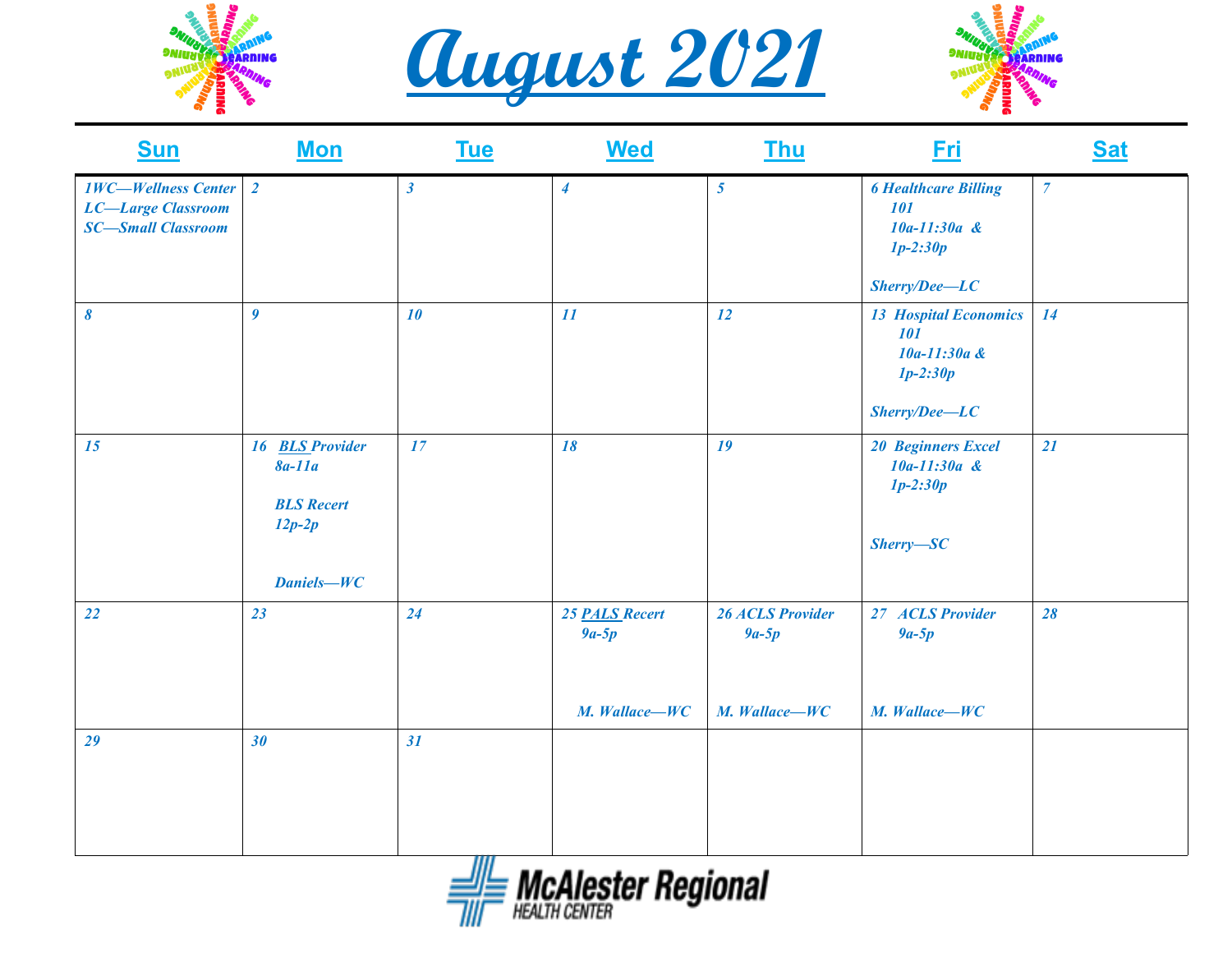# August 2021

| Sun | Mon | Tue | Wed | Thu | Fri | Sat |
|---|---|---|---|---|---|---|
| *1WC—Wellness Center LC—Large Classroom SC—Small Classroom* | *2* | *3* | *4* | *5* | *6 Healthcare Billing 101 10a-11:30a & 1p-2:30p Sherry/Dee—LC* | *7* |
| *8* | *9* | *10* | *11* | *12* | *13 Hospital Economics 101 10a-11:30a & 1p-2:30p Sherry/Dee—LC* | *14* |
| *15* | *16 BLS Provider 8a-11a BLS Recert 12p-2p Daniels—WC* | *17* | *18* | *19* | *20 Beginners Excel 10a-11:30a & 1p-2:30p Sherry—SC* | *21* |
| *22* | *23* | *24* | *25 PALS Recert 9a-5p M. Wallace—WC* | *26 ACLS Provider 9a-5p M. Wallace—WC* | *27 ACLS Provider 9a-5p M. Wallace—WC* | *28* |
| *29* | *30* | *31* | | | | |

McAlester Regional HEALTH CENTER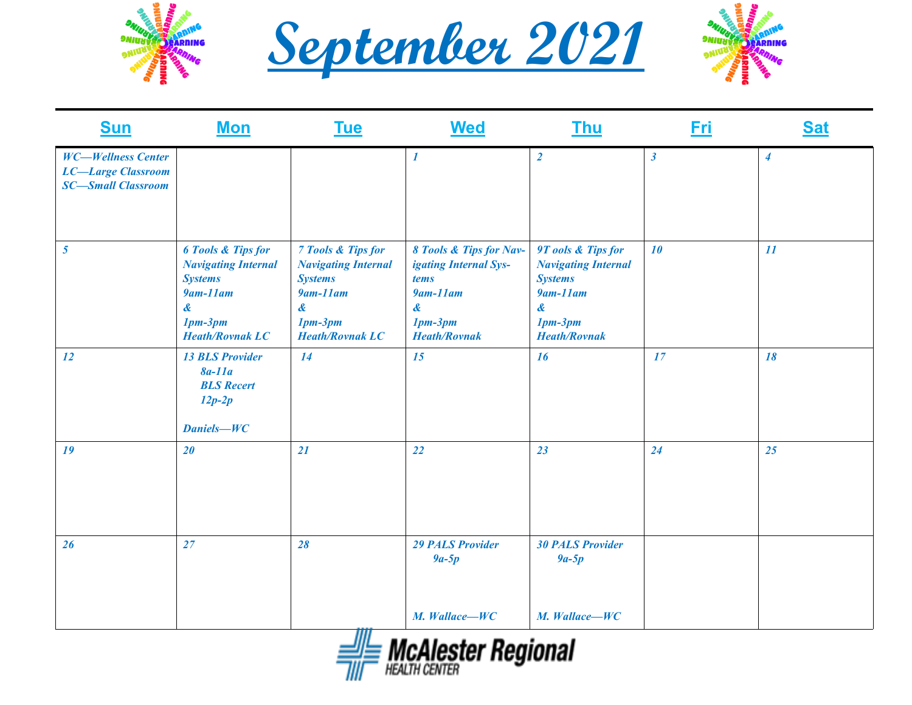# September 2021

| Sun | Mon | Tue | Wed | Thu | Fri | Sat |
|---|---|---|---|---|---|---|
| WC—Wellness Center<br>LC—Large Classroom<br>SC—Small Classroom | | | 1 | 2 | 3 | 4 |
| 5 | 6 Tools & Tips for Navigating Internal Systems<br>9am-11am<br>&<br>1pm-3pm<br>Heath/Rovnak LC | 7 Tools & Tips for Navigating Internal Systems<br>9am-11am<br>&<br>1pm-3pm<br>Heath/Rovnak LC | 8 Tools & Tips for Navigating Internal Systems<br>9am-11am<br>&<br>1pm-3pm<br>Heath/Rovnak | 9T ools & Tips for Navigating Internal Systems<br>9am-11am<br>&<br>1pm-3pm<br>Heath/Rovnak | 10 | 11 |
| 12 | 13 BLS Provider<br>8a-11a<br>BLS Recert<br>12p-2p<br><br>Daniels—WC | 14 | 15 | 16 | 17 | 18 |
| 19 | 20 | 21 | 22 | 23 | 24 | 25 |
| 26 | 27 | 28 | 29 PALS Provider<br>9a-5p<br><br>M. Wallace—WC | 30 PALS Provider<br>9a-5p<br><br>M. Wallace—WC | | |

McAlester Regional HEALTH CENTER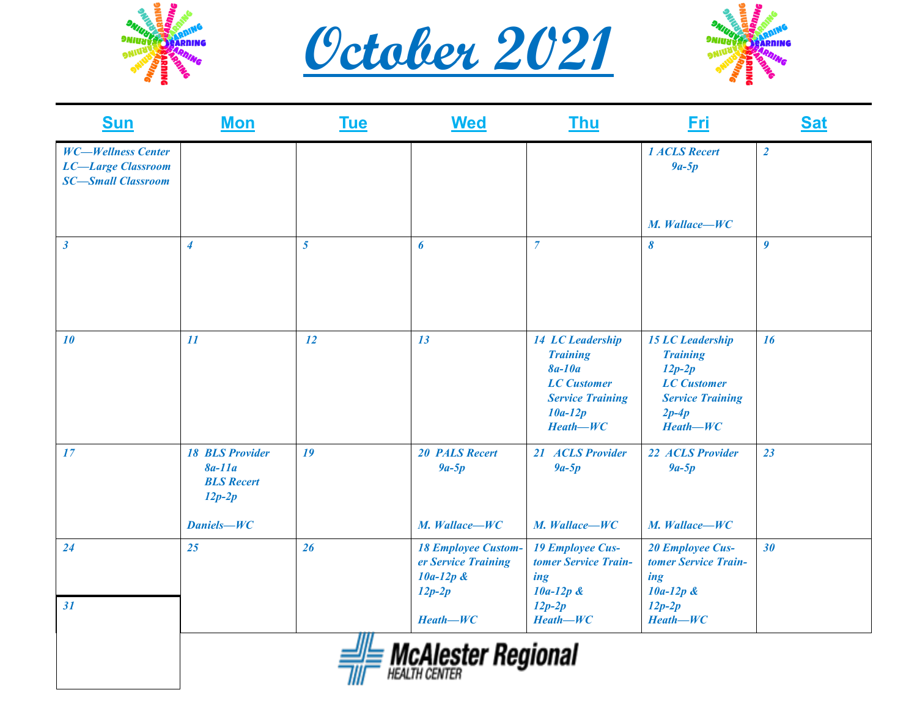# October 2021

| Sun | Mon | Tue | Wed | Thu | Fri | Sat |
|---|---|---|---|---|---|---|
| *WC—Wellness Center* *LC—Large Classroom* *SC—Small Classroom* | | | | | *1 ACLS Recert 9a-5p* *M. Wallace—WC* | *2* |
| *3* | *4* | *5* | *6* | *7* | *8* | *9* |
| *10* | *11* | *12* | *13* | *14 LC Leadership Training 8a-10a* *LC Customer Service Training 10a-12p* *Heath—WC* | *15 LC Leadership Training 12p-2p* *LC Customer Service Training 2p-4p* *Heath—WC* | *16* |
| *17* | *18 BLS Provider 8a-11a* *BLS Recert 12p-2p* *Daniels—WC* | *19* | *20 PALS Recert 9a-5p* *M. Wallace—WC* | *21 ACLS Provider 9a-5p* *M. Wallace—WC* | *22 ACLS Provider 9a-5p* *M. Wallace—WC* | *23* |
| *24* / *31* | *25* | *26* | *18 Employee Customer Service Training 10a-12p & 12p-2p* *Heath—WC* | *19 Employee Customer Service Training 10a-12p & 12p-2p* *Heath—WC* | *20 Employee Customer Service Training 10a-12p & 12p-2p* *Heath—WC* | *30* |

McAlester Regional HEALTH CENTER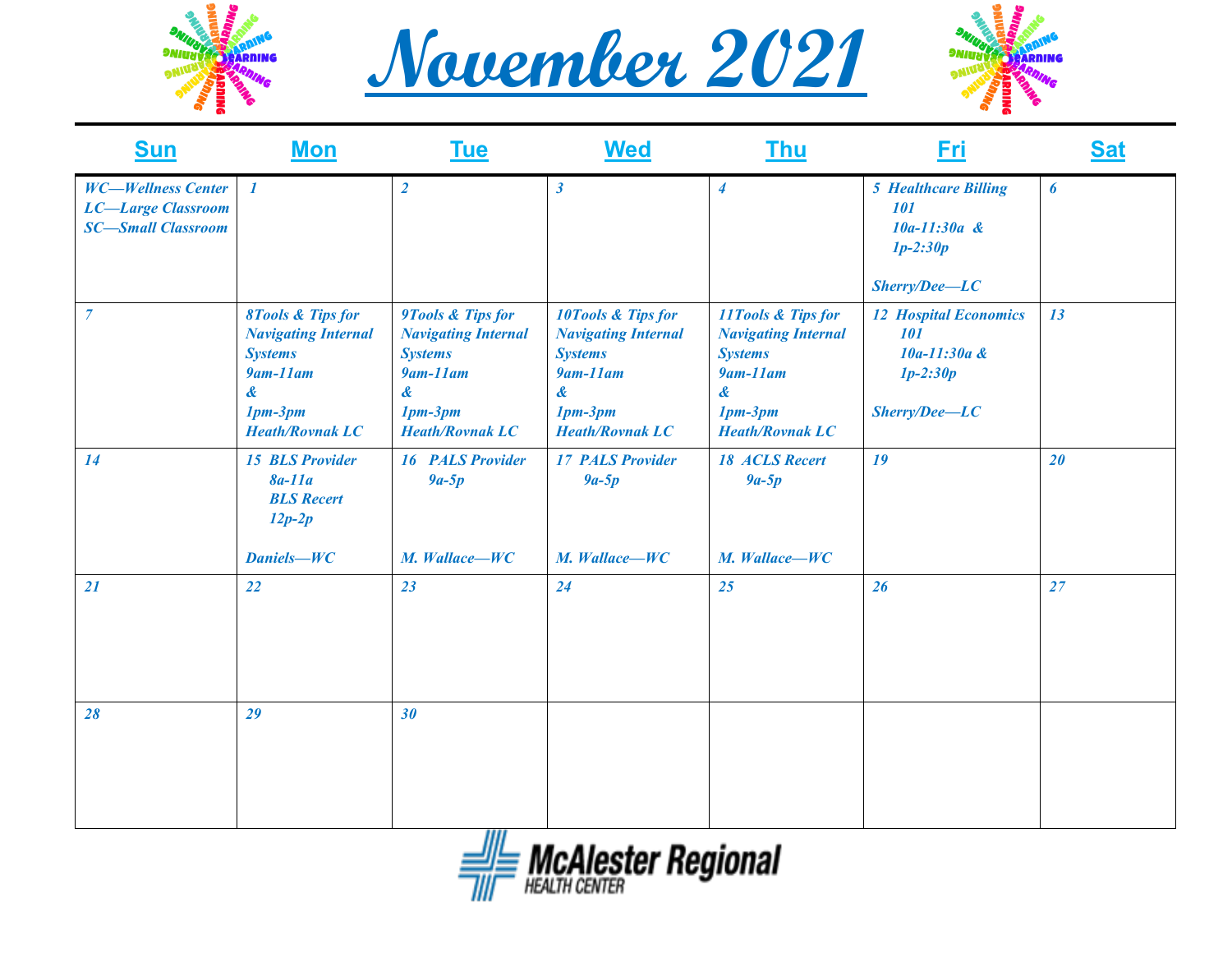# November 2021

| Sun | Mon | Tue | Wed | Thu | Fri | Sat |
|---|---|---|---|---|---|---|
| *WC—Wellness Center LC—Large Classroom SC—Small Classroom* | *1* | *2* | *3* | *4* | *5 Healthcare Billing 101 10a-11:30a & 1p-2:30p Sherry/Dee—LC* | *6* |
| *7* | *8Tools & Tips for Navigating Internal Systems 9am-11am & 1pm-3pm Heath/Rovnak LC* | *9Tools & Tips for Navigating Internal Systems 9am-11am & 1pm-3pm Heath/Rovnak LC* | *10Tools & Tips for Navigating Internal Systems 9am-11am & 1pm-3pm Heath/Rovnak LC* | *11Tools & Tips for Navigating Internal Systems 9am-11am & 1pm-3pm Heath/Rovnak LC* | *12 Hospital Economics 101 10a-11:30a & 1p-2:30p Sherry/Dee—LC* | *13* |
| *14* | *15 BLS Provider 8a-11a BLS Recert 12p-2p Daniels—WC* | *16 PALS Provider 9a-5p M. Wallace—WC* | *17 PALS Provider 9a-5p M. Wallace—WC* | *18 ACLS Recert 9a-5p M. Wallace—WC* | *19* | *20* |
| *21* | *22* | *23* | *24* | *25* | *26* | *27* |
| *28* | *29* | *30* | | | | |

McAlester Regional HEALTH CENTER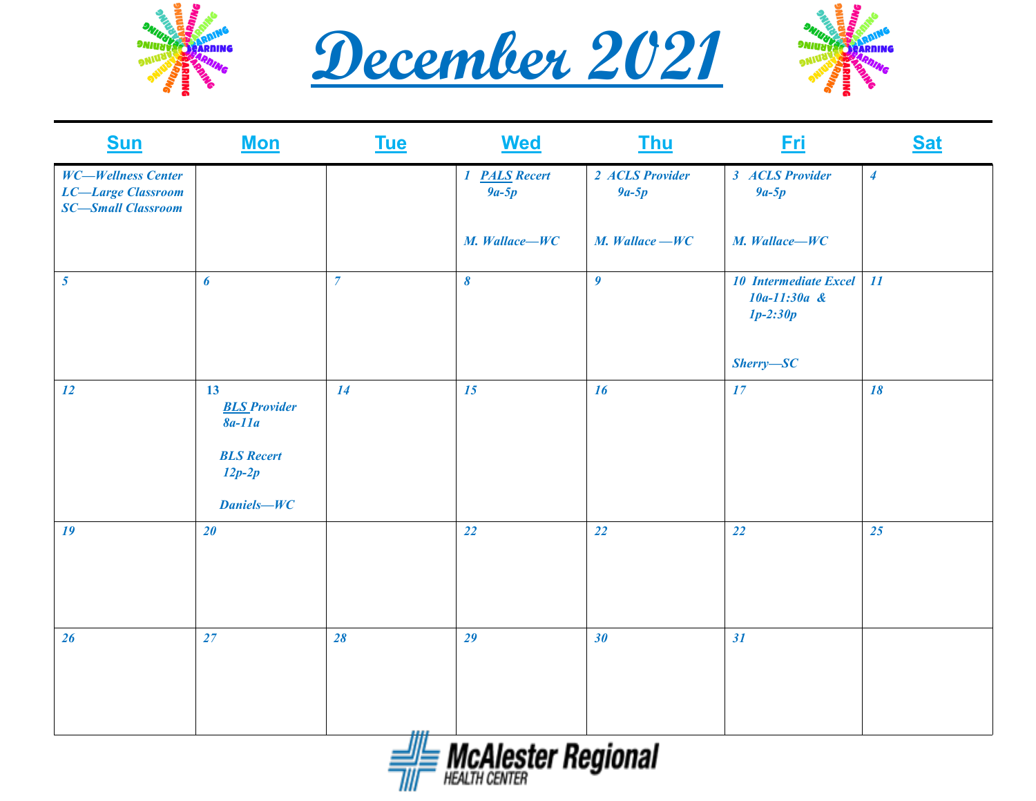# December 2021

| Sun | Mon | Tue | Wed | Thu | Fri | Sat |
|---|---|---|---|---|---|---|
| *WC—Wellness Center* *LC—Large Classroom* *SC—Small Classroom* | | | *1 PALS Recert 9a-5p* *M. Wallace—WC* | *2 ACLS Provider 9a-5p* *M. Wallace —WC* | *3 ACLS Provider 9a-5p* *M. Wallace—WC* | *4* |
| *5* | *6* | *7* | *8* | *9* | *10 Intermediate Excel 10a-11:30a & 1p-2:30p* *Sherry—SC* | *11* |
| *12* | 13 *BLS Provider 8a-11a* *BLS Recert 12p-2p* *Daniels—WC* | *14* | *15* | *16* | *17* | *18* |
| *19* | *20* | | *22* | *22* | *22* | *25* |
| *26* | *27* | *28* | *29* | *30* | *31* | |

McAlester Regional HEALTH CENTER